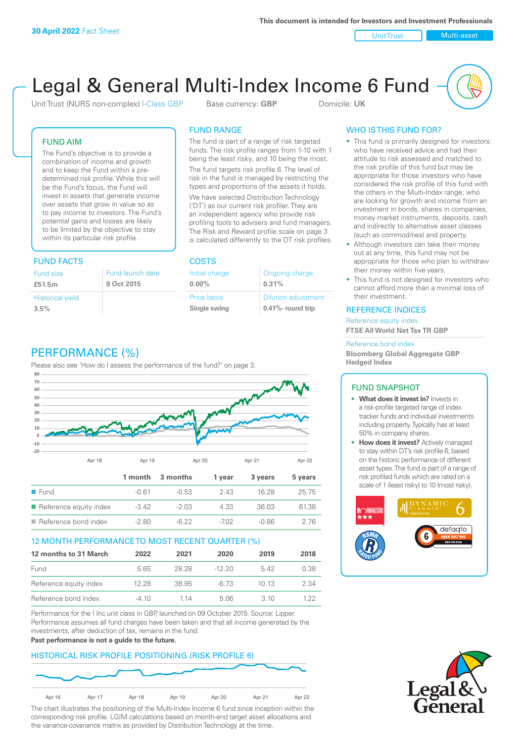30 April 2022 Fact Sheet

This document is intended for Investors and Investment Professionals

Unit Trust | Multi-asset

# Legal & General Multi-Index Income 6 Fund

Unit Trust (NURS non-complex) I-Class GBP    Base currency: **GBP**    Domicile: **UK**

## FUND AIM

The Fund's objective is to provide a combination of income and growth and to keep the Fund within a pre-determined risk profile. While this will be the Fund's focus, the Fund will invest in assets that generate income over assets that grow in value so as to pay income to investors. The Fund's potential gains and losses are likely to be limited by the objective to stay within its particular risk profile.

## FUND RANGE

The fund is part of a range of risk targeted funds. The risk profile ranges from 1-10 with 1 being the least risky, and 10 being the most.

The fund targets risk profile 6. The level of risk in the fund is managed by restricting the types and proportions of the assets it holds.

We have selected Distribution Technology ('DT') as our current risk profiler. They are an independent agency who provide risk profiling tools to advisers and fund managers. The Risk and Reward profile scale on page 3 is calculated differently to the DT risk profiles.

## WHO IS THIS FUND FOR?

- This fund is primarily designed for investors: who have received advice and had their attitude to risk assessed and matched to the risk profile of this fund but may be appropriate for those investors who have considered the risk profile of this fund with the others in the Multi-Index range; who are looking for growth and income from an investment in bonds, shares in companies, money market instruments, deposits, cash and indirectly to alternative asset classes (such as commodities) and property.
- Although investors can take their money out at any time, this fund may not be appropriate for those who plan to withdraw their money within five years.
- This fund is not designed for investors who cannot afford more than a minimal loss of their investment.

## FUND FACTS

| Fund size | Fund launch date |
|---|---|
| **£51.5m** | **9 Oct 2015** |
| Historical yield | |
| **3.5%** | |

## COSTS

| Initial charge | Ongoing charge |
|---|---|
| **0.00%** | **0.31%** |
| Price basis | Dilution adjustment |
| **Single swing** | **0.41%- round trip** |

## REFERENCE INDICES

Reference equity index
**FTSE All World Net Tax TR GBP**

Reference bond index
**Bloomberg Global Aggregate GBP Hedged Index**

## PERFORMANCE (%)

Please also see 'How do I assess the performance of the fund?' on page 3.

| | 1 month | 3 months | 1 year | 3 years | 5 years |
|---|---|---|---|---|---|
| Fund | -0.61 | -0.53 | 2.43 | 16.28 | 25.75 |
| Reference equity index | -3.42 | -2.03 | 4.33 | 36.03 | 61.38 |
| Reference bond index | -2.80 | -6.22 | -7.02 | -0.86 | 2.76 |

## 12 MONTH PERFORMANCE TO MOST RECENT QUARTER (%)

| 12 months to 31 March | 2022 | 2021 | 2020 | 2019 | 2018 |
|---|---|---|---|---|---|
| Fund | 5.65 | 28.28 | -12.20 | 5.42 | 0.38 |
| Reference equity index | 12.28 | 38.95 | -6.73 | 10.13 | 2.34 |
| Reference bond index | -4.10 | 1.14 | 5.06 | 3.10 | 1.22 |

Performance for the I Inc unit class in GBP, launched on 09 October 2015. Source: Lipper. Performance assumes all fund charges have been taken and that all income generated by the investments, after deduction of tax, remains in the fund.

**Past performance is not a guide to the future.**

## FUND SNAPSHOT

- **What does it invest in?** Invests in a risk-profile targeted range of index tracker funds and individual investments including property. Typically has at least 50% in company shares.
- **How does it invest?** Actively managed to stay within DT's risk profile 6, based on the historic performance of different asset types. The fund is part of a range of risk profiled funds which are rated on a scale of 1 (least risky) to 10 (most risky).

## HISTORICAL RISK PROFILE POSITIONING (RISK PROFILE 6)

The chart illustrates the positioning of the Multi-Index Income 6 fund since inception within the corresponding risk profile. LGIM calculations based on month-end target asset allocations and the variance-covariance matrix as provided by Distribution Technology at the time.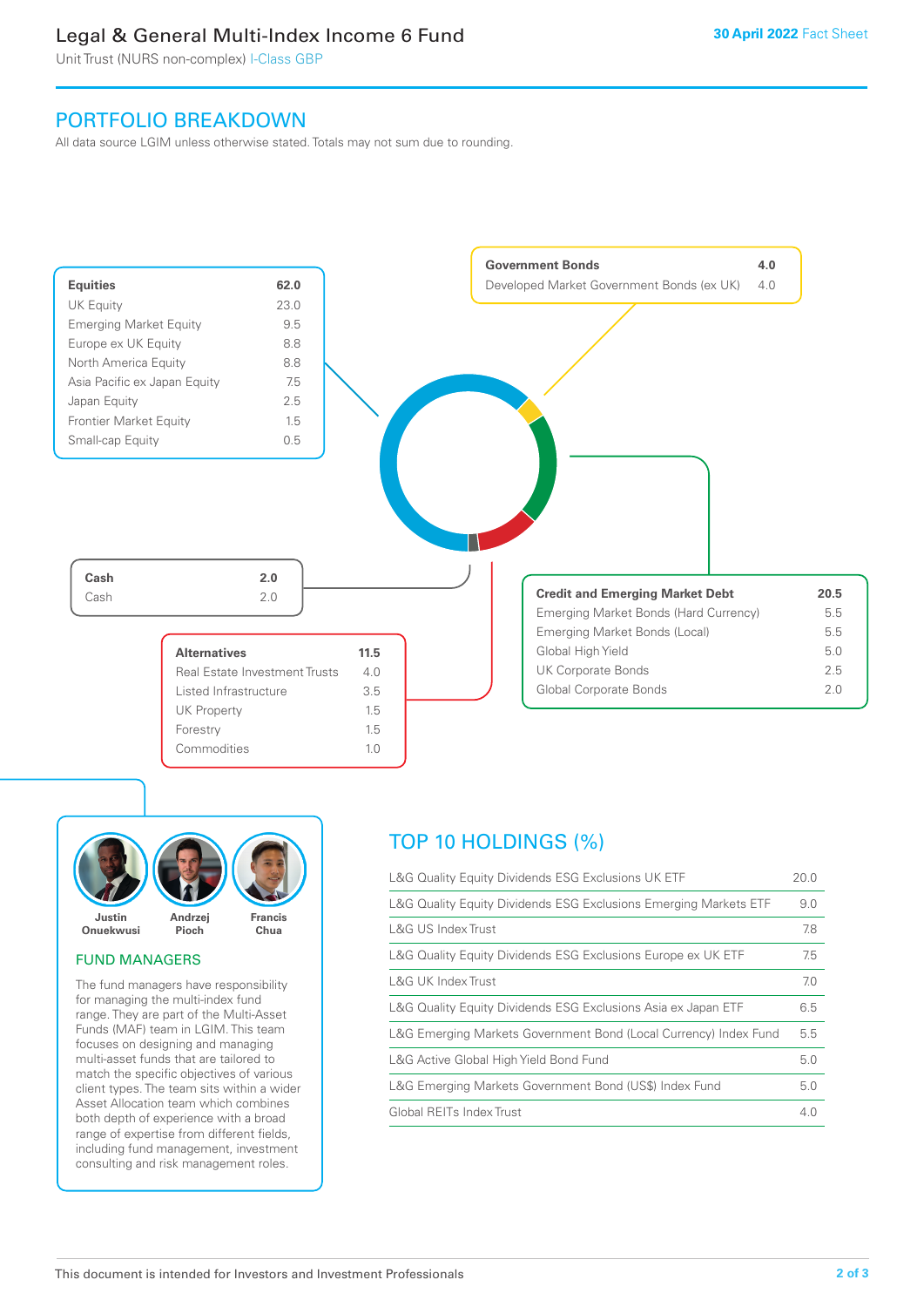# Legal & General Multi-Index Income 6 Fund

Unit Trust (NURS non-complex) I-Class GBP

**30 April 2022** Fact Sheet

## PORTFOLIO BREAKDOWN

All data source LGIM unless otherwise stated. Totals may not sum due to rounding.

| **Equities** | **62.0** |
|---|---|
| UK Equity | 23.0 |
| Emerging Market Equity | 9.5 |
| Europe ex UK Equity | 8.8 |
| North America Equity | 8.8 |
| Asia Pacific ex Japan Equity | 7.5 |
| Japan Equity | 2.5 |
| Frontier Market Equity | 1.5 |
| Small-cap Equity | 0.5 |

| **Government Bonds** | **4.0** |
|---|---|
| Developed Market Government Bonds (ex UK) | 4.0 |

| **Cash** | **2.0** |
|---|---|
| Cash | 2.0 |

| **Credit and Emerging Market Debt** | **20.5** |
|---|---|
| Emerging Market Bonds (Hard Currency) | 5.5 |
| Emerging Market Bonds (Local) | 5.5 |
| Global High Yield | 5.0 |
| UK Corporate Bonds | 2.5 |
| Global Corporate Bonds | 2.0 |

| **Alternatives** | **11.5** |
|---|---|
| Real Estate Investment Trusts | 4.0 |
| Listed Infrastructure | 3.5 |
| UK Property | 1.5 |
| Forestry | 1.5 |
| Commodities | 1.0 |

Justin Onuekwusi, Andrzej Pioch, Francis Chua

### FUND MANAGERS

The fund managers have responsibility for managing the multi-index fund range. They are part of the Multi-Asset Funds (MAF) team in LGIM. This team focuses on designing and managing multi-asset funds that are tailored to match the specific objectives of various client types. The team sits within a wider Asset Allocation team which combines both depth of experience with a broad range of expertise from different fields, including fund management, investment consulting and risk management roles.

## TOP 10 HOLDINGS (%)

| Holding | % |
|---|---|
| L&G Quality Equity Dividends ESG Exclusions UK ETF | 20.0 |
| L&G Quality Equity Dividends ESG Exclusions Emerging Markets ETF | 9.0 |
| L&G US Index Trust | 7.8 |
| L&G Quality Equity Dividends ESG Exclusions Europe ex UK ETF | 7.5 |
| L&G UK Index Trust | 7.0 |
| L&G Quality Equity Dividends ESG Exclusions Asia ex Japan ETF | 6.5 |
| L&G Emerging Markets Government Bond (Local Currency) Index Fund | 5.5 |
| L&G Active Global High Yield Bond Fund | 5.0 |
| L&G Emerging Markets Government Bond (US$) Index Fund | 5.0 |
| Global REITs Index Trust | 4.0 |

This document is intended for Investors and Investment Professionals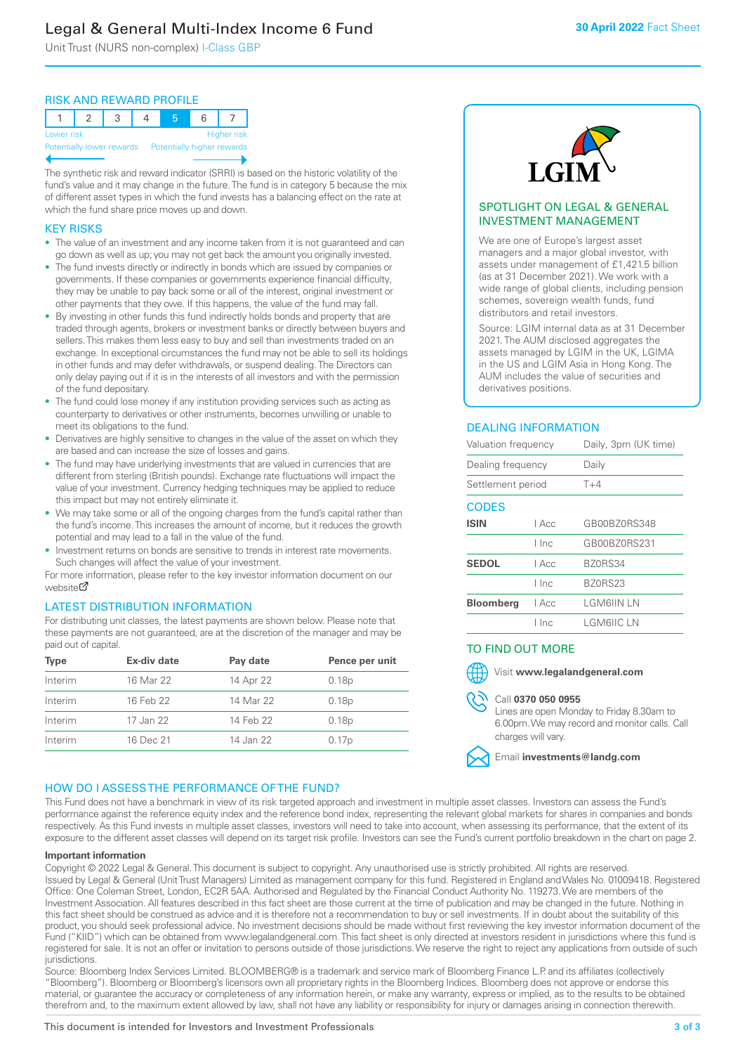# Legal & General Multi-Index Income 6 Fund

Unit Trust (NURS non-complex) I-Class GBP

**30 April 2022** Fact Sheet

## RISK AND REWARD PROFILE

| 1 | 2 | 3 | 4 | 5 | 6 | 7 |
|---|---|---|---|---|---|---|

Lower risk — Higher risk

Potentially lower rewards — Potentially higher rewards

The synthetic risk and reward indicator (SRRI) is based on the historic volatility of the fund's value and it may change in the future. The fund is in category 5 because the mix of different asset types in which the fund invests has a balancing effect on the rate at which the fund share price moves up and down.

## KEY RISKS

- The value of an investment and any income taken from it is not guaranteed and can go down as well as up; you may not get back the amount you originally invested.
- The fund invests directly or indirectly in bonds which are issued by companies or governments. If these companies or governments experience financial difficulty, they may be unable to pay back some or all of the interest, original investment or other payments that they owe. If this happens, the value of the fund may fall.
- By investing in other funds this fund indirectly holds bonds and property that are traded through agents, brokers or investment banks or directly between buyers and sellers. This makes them less easy to buy and sell than investments traded on an exchange. In exceptional circumstances the fund may not be able to sell its holdings in other funds and may defer withdrawals, or suspend dealing. The Directors can only delay paying out if it is in the interests of all investors and with the permission of the fund depositary.
- The fund could lose money if any institution providing services such as acting as counterparty to derivatives or other instruments, becomes unwilling or unable to meet its obligations to the fund.
- Derivatives are highly sensitive to changes in the value of the asset on which they are based and can increase the size of losses and gains.
- The fund may have underlying investments that are valued in currencies that are different from sterling (British pounds). Exchange rate fluctuations will impact the value of your investment. Currency hedging techniques may be applied to reduce this impact but may not entirely eliminate it.
- We may take some or all of the ongoing charges from the fund's capital rather than the fund's income. This increases the amount of income, but it reduces the growth potential and may lead to a fall in the value of the fund.
- Investment returns on bonds are sensitive to trends in interest rate movements. Such changes will affect the value of your investment.

For more information, please refer to the key investor information document on our website

## LATEST DISTRIBUTION INFORMATION

For distributing unit classes, the latest payments are shown below. Please note that these payments are not guaranteed, are at the discretion of the manager and may be paid out of capital.

| Type | Ex-div date | Pay date | Pence per unit |
|---|---|---|---|
| Interim | 16 Mar 22 | 14 Apr 22 | 0.18p |
| Interim | 16 Feb 22 | 14 Mar 22 | 0.18p |
| Interim | 17 Jan 22 | 14 Feb 22 | 0.18p |
| Interim | 16 Dec 21 | 14 Jan 22 | 0.17p |

## SPOTLIGHT ON LEGAL & GENERAL INVESTMENT MANAGEMENT

We are one of Europe's largest asset managers and a major global investor, with assets under management of £1,421.5 billion (as at 31 December 2021). We work with a wide range of global clients, including pension schemes, sovereign wealth funds, fund distributors and retail investors.

Source: LGIM internal data as at 31 December 2021. The AUM disclosed aggregates the assets managed by LGIM in the UK, LGIMA in the US and LGIM Asia in Hong Kong. The AUM includes the value of securities and derivatives positions.

## DEALING INFORMATION

| | |
|---|---|
| Valuation frequency | Daily, 3pm (UK time) |
| Dealing frequency | Daily |
| Settlement period | T+4 |

## CODES

| | | |
|---|---|---|
| **ISIN** | I Acc | GB00BZ0RS348 |
| | I Inc | GB00BZ0RS231 |
| **SEDOL** | I Acc | BZ0RS34 |
| | I Inc | BZ0RS23 |
| **Bloomberg** | I Acc | LGM6IIN LN |
| | I Inc | LGM6IIC LN |

## TO FIND OUT MORE

Visit **www.legalandgeneral.com**

Call **0370 050 0955**
Lines are open Monday to Friday 8.30am to 6.00pm. We may record and monitor calls. Call charges will vary.

Email **investments@landg.com**

## HOW DO I ASSESS THE PERFORMANCE OF THE FUND?

This Fund does not have a benchmark in view of its risk targeted approach and investment in multiple asset classes. Investors can assess the Fund's performance against the reference equity index and the reference bond index, representing the relevant global markets for shares in companies and bonds respectively. As this Fund invests in multiple asset classes, investors will need to take into account, when assessing its performance, that the extent of its exposure to the different asset classes will depend on its target risk profile. Investors can see the Fund's current portfolio breakdown in the chart on page 2.

**Important information**

Copyright © 2022 Legal & General. This document is subject to copyright. Any unauthorised use is strictly prohibited. All rights are reserved.
Issued by Legal & General (Unit Trust Managers) Limited as management company for this fund. Registered in England and Wales No. 01009418. Registered Office: One Coleman Street, London, EC2R 5AA. Authorised and Regulated by the Financial Conduct Authority No. 119273. We are members of the Investment Association. All features described in this fact sheet are those current at the time of publication and may be changed in the future. Nothing in this fact sheet should be construed as advice and it is therefore not a recommendation to buy or sell investments. If in doubt about the suitability of this product, you should seek professional advice. No investment decisions should be made without first reviewing the key investor information document of the Fund ("KIID") which can be obtained from www.legalandgeneral.com. This fact sheet is only directed at investors resident in jurisdictions where this fund is registered for sale. It is not an offer or invitation to persons outside of those jurisdictions. We reserve the right to reject any applications from outside of such jurisdictions.
Source: Bloomberg Index Services Limited. BLOOMBERG® is a trademark and service mark of Bloomberg Finance L.P. and its affiliates (collectively "Bloomberg"). Bloomberg or Bloomberg's licensors own all proprietary rights in the Bloomberg Indices. Bloomberg does not approve or endorse this material, or guarantee the accuracy or completeness of any information herein, or make any warranty, express or implied, as to the results to be obtained therefrom and, to the maximum extent allowed by law, shall not have any liability or responsibility for injury or damages arising in connection therewith.

This document is intended for Investors and Investment Professionals